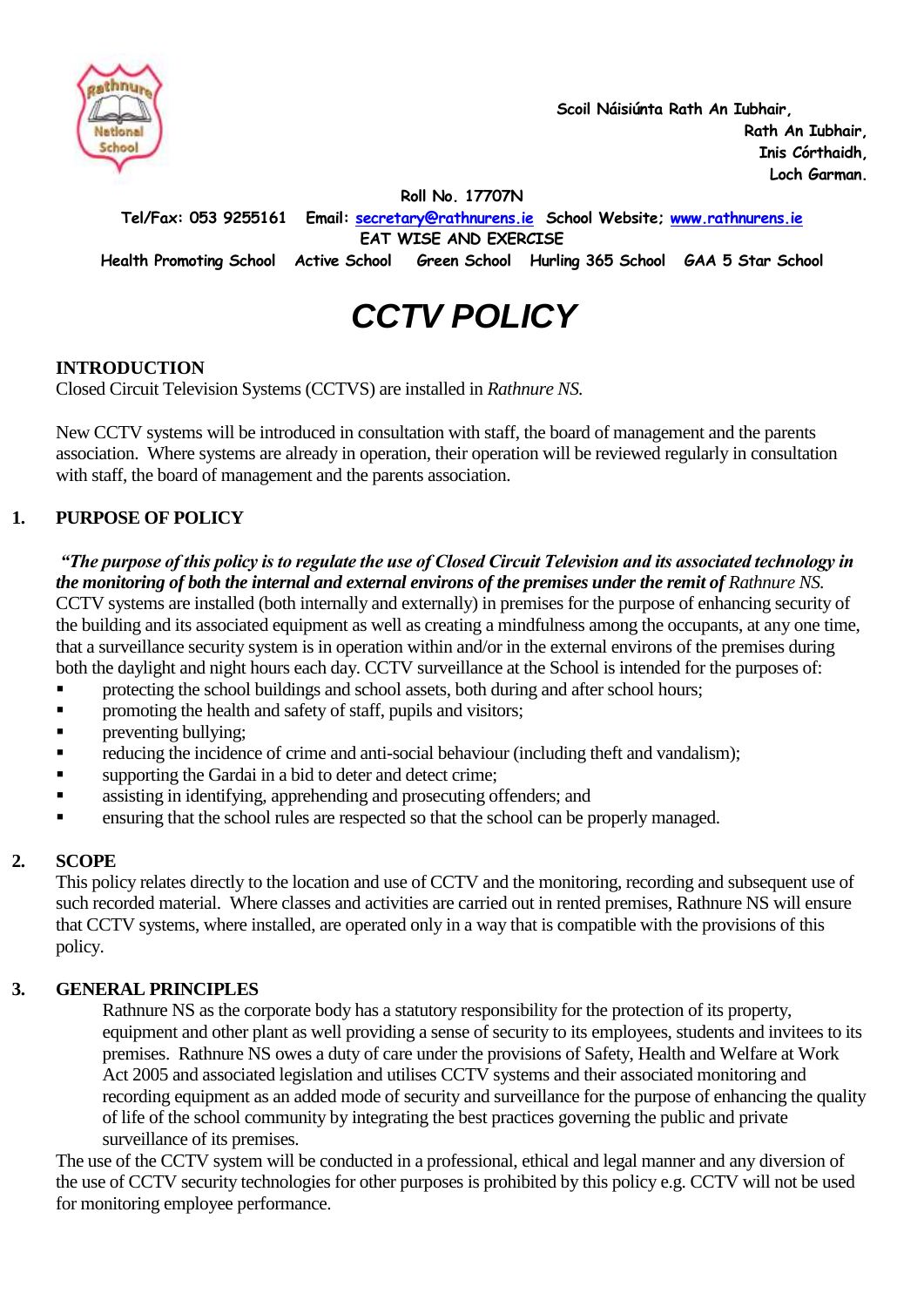Scoil Náisiúnta Rath An Iubhair,
Rath An Iubhair,
Inis Córthaidh,
Loch Garman.

Roll No. 17707N

Tel/Fax: 053 9255161 Email: secretary@rathnurens.ie School Website; www.rathnurens.ie

EAT WISE AND EXERCISE

Health Promoting School Active School Green School Hurling 365 School GAA 5 Star School

# *CCTV POLICY*

## INTRODUCTION

Closed Circuit Television Systems (CCTVS) are installed in *Rathnure NS.*

New CCTV systems will be introduced in consultation with staff, the board of management and the parents association. Where systems are already in operation, their operation will be reviewed regularly in consultation with staff, the board of management and the parents association.

## 1. PURPOSE OF POLICY

***"The purpose of this policy is to regulate the use of Closed Circuit Television and its associated technology in the monitoring of both the internal and external environs of the premises under the remit of*** *Rathnure NS.*

CCTV systems are installed (both internally and externally) in premises for the purpose of enhancing security of the building and its associated equipment as well as creating a mindfulness among the occupants, at any one time, that a surveillance security system is in operation within and/or in the external environs of the premises during both the daylight and night hours each day. CCTV surveillance at the School is intended for the purposes of:

- protecting the school buildings and school assets, both during and after school hours;
- promoting the health and safety of staff, pupils and visitors;
- preventing bullying;
- reducing the incidence of crime and anti-social behaviour (including theft and vandalism);
- supporting the Gardai in a bid to deter and detect crime;
- assisting in identifying, apprehending and prosecuting offenders; and
- ensuring that the school rules are respected so that the school can be properly managed.

## 2. SCOPE

This policy relates directly to the location and use of CCTV and the monitoring, recording and subsequent use of such recorded material. Where classes and activities are carried out in rented premises, Rathnure NS will ensure that CCTV systems, where installed, are operated only in a way that is compatible with the provisions of this policy.

## 3. GENERAL PRINCIPLES

Rathnure NS as the corporate body has a statutory responsibility for the protection of its property, equipment and other plant as well providing a sense of security to its employees, students and invitees to its premises. Rathnure NS owes a duty of care under the provisions of Safety, Health and Welfare at Work Act 2005 and associated legislation and utilises CCTV systems and their associated monitoring and recording equipment as an added mode of security and surveillance for the purpose of enhancing the quality of life of the school community by integrating the best practices governing the public and private surveillance of its premises.

The use of the CCTV system will be conducted in a professional, ethical and legal manner and any diversion of the use of CCTV security technologies for other purposes is prohibited by this policy e.g. CCTV will not be used for monitoring employee performance.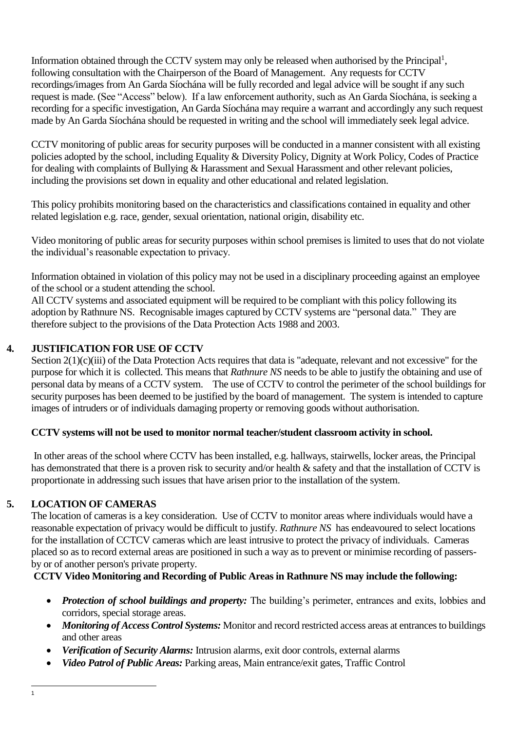Information obtained through the CCTV system may only be released when authorised by the Principal[1], following consultation with the Chairperson of the Board of Management. Any requests for CCTV recordings/images from An Garda Síochána will be fully recorded and legal advice will be sought if any such request is made. (See "Access" below). If a law enforcement authority, such as An Garda Síochána, is seeking a recording for a specific investigation, An Garda Síochána may require a warrant and accordingly any such request made by An Garda Síochána should be requested in writing and the school will immediately seek legal advice.

CCTV monitoring of public areas for security purposes will be conducted in a manner consistent with all existing policies adopted by the school, including Equality & Diversity Policy, Dignity at Work Policy, Codes of Practice for dealing with complaints of Bullying & Harassment and Sexual Harassment and other relevant policies, including the provisions set down in equality and other educational and related legislation.

This policy prohibits monitoring based on the characteristics and classifications contained in equality and other related legislation e.g. race, gender, sexual orientation, national origin, disability etc.

Video monitoring of public areas for security purposes within school premises is limited to uses that do not violate the individual's reasonable expectation to privacy.

Information obtained in violation of this policy may not be used in a disciplinary proceeding against an employee of the school or a student attending the school.
All CCTV systems and associated equipment will be required to be compliant with this policy following its adoption by Rathnure NS. Recognisable images captured by CCTV systems are "personal data." They are therefore subject to the provisions of the Data Protection Acts 1988 and 2003.

## 4. JUSTIFICATION FOR USE OF CCTV

Section 2(1)(c)(iii) of the Data Protection Acts requires that data is "adequate, relevant and not excessive" for the purpose for which it is collected. This means that *Rathnure NS* needs to be able to justify the obtaining and use of personal data by means of a CCTV system. The use of CCTV to control the perimeter of the school buildings for security purposes has been deemed to be justified by the board of management. The system is intended to capture images of intruders or of individuals damaging property or removing goods without authorisation.

**CCTV systems will not be used to monitor normal teacher/student classroom activity in school.**

In other areas of the school where CCTV has been installed, e.g. hallways, stairwells, locker areas, the Principal has demonstrated that there is a proven risk to security and/or health & safety and that the installation of CCTV is proportionate in addressing such issues that have arisen prior to the installation of the system.

## 5. LOCATION OF CAMERAS

The location of cameras is a key consideration. Use of CCTV to monitor areas where individuals would have a reasonable expectation of privacy would be difficult to justify. *Rathnure NS* has endeavoured to select locations for the installation of CCTCV cameras which are least intrusive to protect the privacy of individuals. Cameras placed so as to record external areas are positioned in such a way as to prevent or minimise recording of passers-by or of another person's private property.

**CCTV Video Monitoring and Recording of Public Areas in Rathnure NS may include the following:**

- ***Protection of school buildings and property:*** The building's perimeter, entrances and exits, lobbies and corridors, special storage areas.
- ***Monitoring of Access Control Systems:*** Monitor and record restricted access areas at entrances to buildings and other areas
- ***Verification of Security Alarms:*** Intrusion alarms, exit door controls, external alarms
- ***Video Patrol of Public Areas:*** Parking areas, Main entrance/exit gates, Traffic Control

[1]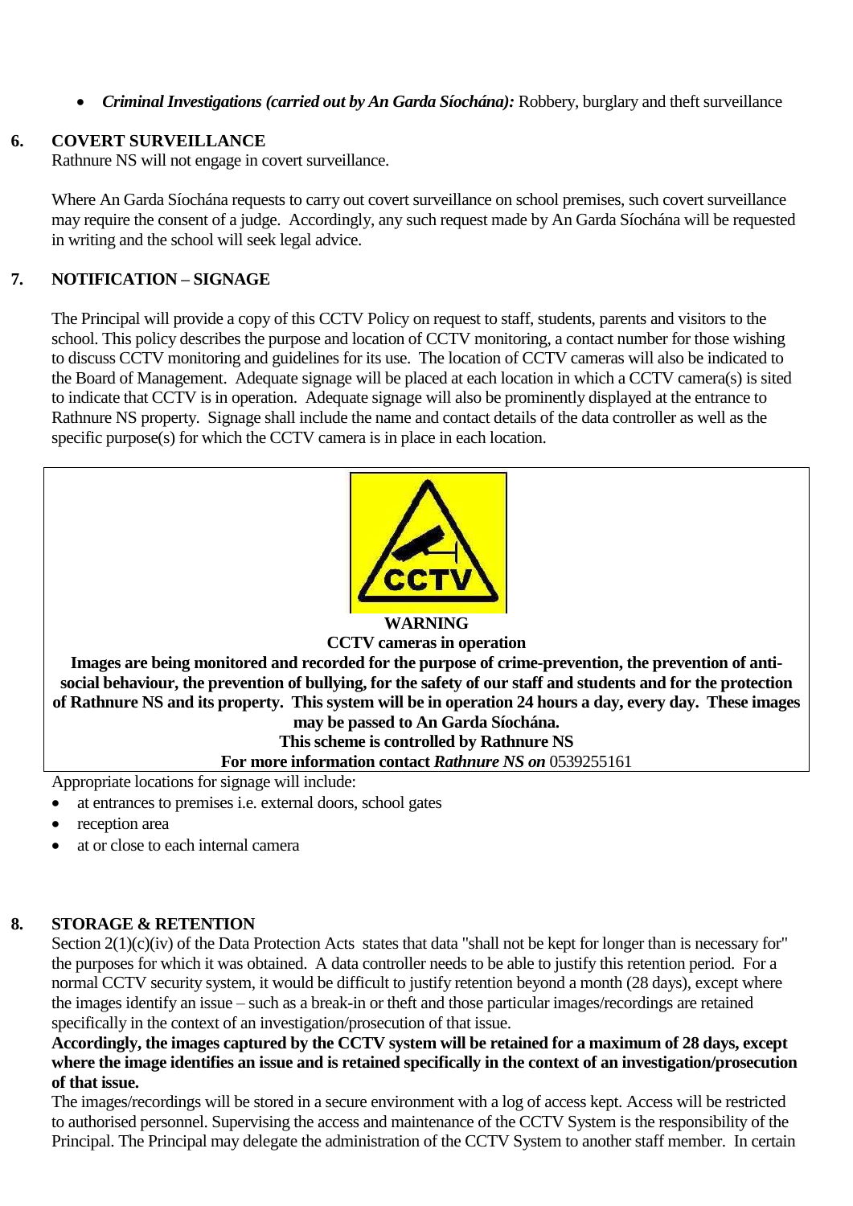- ***Criminal Investigations (carried out by An Garda Síochána):*** Robbery, burglary and theft surveillance

## 6. COVERT SURVEILLANCE

Rathnure NS will not engage in covert surveillance.

Where An Garda Síochána requests to carry out covert surveillance on school premises, such covert surveillance may require the consent of a judge. Accordingly, any such request made by An Garda Síochána will be requested in writing and the school will seek legal advice.

## 7. NOTIFICATION – SIGNAGE

The Principal will provide a copy of this CCTV Policy on request to staff, students, parents and visitors to the school. This policy describes the purpose and location of CCTV monitoring, a contact number for those wishing to discuss CCTV monitoring and guidelines for its use. The location of CCTV cameras will also be indicated to the Board of Management. Adequate signage will be placed at each location in which a CCTV camera(s) is sited to indicate that CCTV is in operation. Adequate signage will also be prominently displayed at the entrance to Rathnure NS property. Signage shall include the name and contact details of the data controller as well as the specific purpose(s) for which the CCTV camera is in place in each location.

**WARNING**
**CCTV cameras in operation**
**Images are being monitored and recorded for the purpose of crime-prevention, the prevention of anti-social behaviour, the prevention of bullying, for the safety of our staff and students and for the protection of Rathnure NS and its property. This system will be in operation 24 hours a day, every day. These images may be passed to An Garda Síochána.**
**This scheme is controlled by Rathnure NS**
**For more information contact *Rathnure NS on*** 0539255161

Appropriate locations for signage will include:

- at entrances to premises i.e. external doors, school gates
- reception area
- at or close to each internal camera

## 8. STORAGE & RETENTION

Section 2(1)(c)(iv) of the Data Protection Acts states that data "shall not be kept for longer than is necessary for" the purposes for which it was obtained. A data controller needs to be able to justify this retention period. For a normal CCTV security system, it would be difficult to justify retention beyond a month (28 days), except where the images identify an issue – such as a break-in or theft and those particular images/recordings are retained specifically in the context of an investigation/prosecution of that issue.

**Accordingly, the images captured by the CCTV system will be retained for a maximum of 28 days, except where the image identifies an issue and is retained specifically in the context of an investigation/prosecution of that issue.**

The images/recordings will be stored in a secure environment with a log of access kept. Access will be restricted to authorised personnel. Supervising the access and maintenance of the CCTV System is the responsibility of the Principal. The Principal may delegate the administration of the CCTV System to another staff member. In certain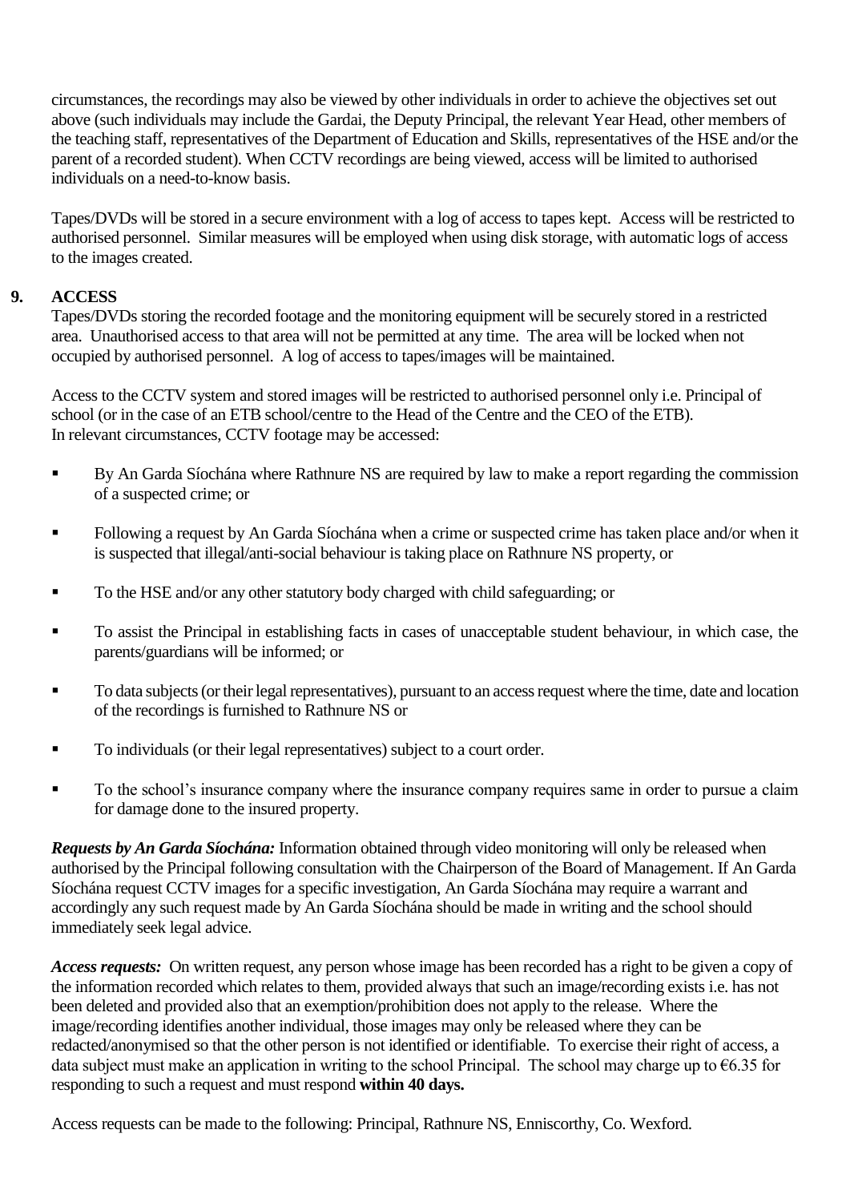circumstances, the recordings may also be viewed by other individuals in order to achieve the objectives set out above (such individuals may include the Gardai, the Deputy Principal, the relevant Year Head, other members of the teaching staff, representatives of the Department of Education and Skills, representatives of the HSE and/or the parent of a recorded student). When CCTV recordings are being viewed, access will be limited to authorised individuals on a need-to-know basis.

Tapes/DVDs will be stored in a secure environment with a log of access to tapes kept. Access will be restricted to authorised personnel. Similar measures will be employed when using disk storage, with automatic logs of access to the images created.

## 9. ACCESS

Tapes/DVDs storing the recorded footage and the monitoring equipment will be securely stored in a restricted area. Unauthorised access to that area will not be permitted at any time. The area will be locked when not occupied by authorised personnel. A log of access to tapes/images will be maintained.

Access to the CCTV system and stored images will be restricted to authorised personnel only i.e. Principal of school (or in the case of an ETB school/centre to the Head of the Centre and the CEO of the ETB).
In relevant circumstances, CCTV footage may be accessed:

- By An Garda Síochána where Rathnure NS are required by law to make a report regarding the commission of a suspected crime; or
- Following a request by An Garda Síochána when a crime or suspected crime has taken place and/or when it is suspected that illegal/anti-social behaviour is taking place on Rathnure NS property, or
- To the HSE and/or any other statutory body charged with child safeguarding; or
- To assist the Principal in establishing facts in cases of unacceptable student behaviour, in which case, the parents/guardians will be informed; or
- To data subjects (or their legal representatives), pursuant to an access request where the time, date and location of the recordings is furnished to Rathnure NS or
- To individuals (or their legal representatives) subject to a court order.
- To the school's insurance company where the insurance company requires same in order to pursue a claim for damage done to the insured property.

***Requests by An Garda Síochána:*** Information obtained through video monitoring will only be released when authorised by the Principal following consultation with the Chairperson of the Board of Management. If An Garda Síochána request CCTV images for a specific investigation, An Garda Síochána may require a warrant and accordingly any such request made by An Garda Síochána should be made in writing and the school should immediately seek legal advice.

***Access requests:*** On written request, any person whose image has been recorded has a right to be given a copy of the information recorded which relates to them, provided always that such an image/recording exists i.e. has not been deleted and provided also that an exemption/prohibition does not apply to the release. Where the image/recording identifies another individual, those images may only be released where they can be redacted/anonymised so that the other person is not identified or identifiable. To exercise their right of access, a data subject must make an application in writing to the school Principal. The school may charge up to €6.35 for responding to such a request and must respond **within 40 days.**

Access requests can be made to the following: Principal, Rathnure NS, Enniscorthy, Co. Wexford.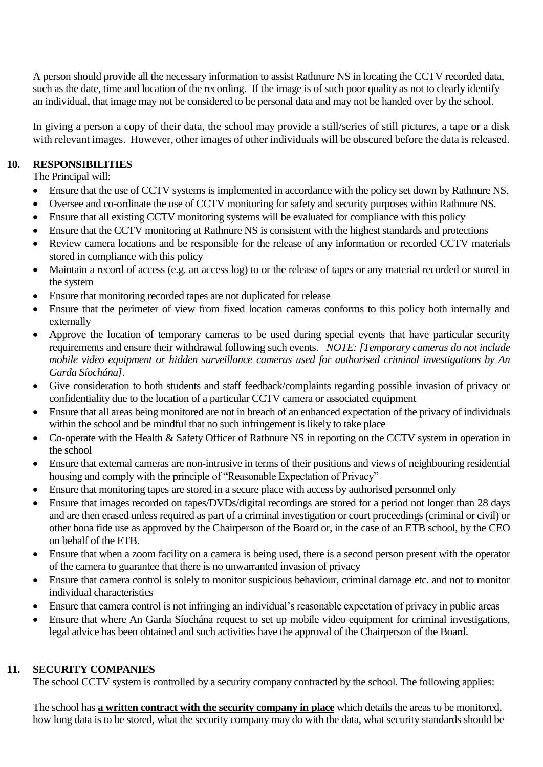A person should provide all the necessary information to assist Rathnure NS in locating the CCTV recorded data, such as the date, time and location of the recording. If the image is of such poor quality as not to clearly identify an individual, that image may not be considered to be personal data and may not be handed over by the school.

In giving a person a copy of their data, the school may provide a still/series of still pictures, a tape or a disk with relevant images. However, other images of other individuals will be obscured before the data is released.

## 10. RESPONSIBILITIES

The Principal will:

- Ensure that the use of CCTV systems is implemented in accordance with the policy set down by Rathnure NS.
- Oversee and co-ordinate the use of CCTV monitoring for safety and security purposes within Rathnure NS.
- Ensure that all existing CCTV monitoring systems will be evaluated for compliance with this policy
- Ensure that the CCTV monitoring at Rathnure NS is consistent with the highest standards and protections
- Review camera locations and be responsible for the release of any information or recorded CCTV materials stored in compliance with this policy
- Maintain a record of access (e.g. an access log) to or the release of tapes or any material recorded or stored in the system
- Ensure that monitoring recorded tapes are not duplicated for release
- Ensure that the perimeter of view from fixed location cameras conforms to this policy both internally and externally
- Approve the location of temporary cameras to be used during special events that have particular security requirements and ensure their withdrawal following such events. *NOTE: [Temporary cameras do not include mobile video equipment or hidden surveillance cameras used for authorised criminal investigations by An Garda Síochána]*.
- Give consideration to both students and staff feedback/complaints regarding possible invasion of privacy or confidentiality due to the location of a particular CCTV camera or associated equipment
- Ensure that all areas being monitored are not in breach of an enhanced expectation of the privacy of individuals within the school and be mindful that no such infringement is likely to take place
- Co-operate with the Health & Safety Officer of Rathnure NS in reporting on the CCTV system in operation in the school
- Ensure that external cameras are non-intrusive in terms of their positions and views of neighbouring residential housing and comply with the principle of "Reasonable Expectation of Privacy"
- Ensure that monitoring tapes are stored in a secure place with access by authorised personnel only
- Ensure that images recorded on tapes/DVDs/digital recordings are stored for a period not longer than 28 days and are then erased unless required as part of a criminal investigation or court proceedings (criminal or civil) or other bona fide use as approved by the Chairperson of the Board or, in the case of an ETB school, by the CEO on behalf of the ETB.
- Ensure that when a zoom facility on a camera is being used, there is a second person present with the operator of the camera to guarantee that there is no unwarranted invasion of privacy
- Ensure that camera control is solely to monitor suspicious behaviour, criminal damage etc. and not to monitor individual characteristics
- Ensure that camera control is not infringing an individual's reasonable expectation of privacy in public areas
- Ensure that where An Garda Síochána request to set up mobile video equipment for criminal investigations, legal advice has been obtained and such activities have the approval of the Chairperson of the Board.

## 11. SECURITY COMPANIES

The school CCTV system is controlled by a security company contracted by the school. The following applies:

The school has **a written contract with the security company in place** which details the areas to be monitored, how long data is to be stored, what the security company may do with the data, what security standards should be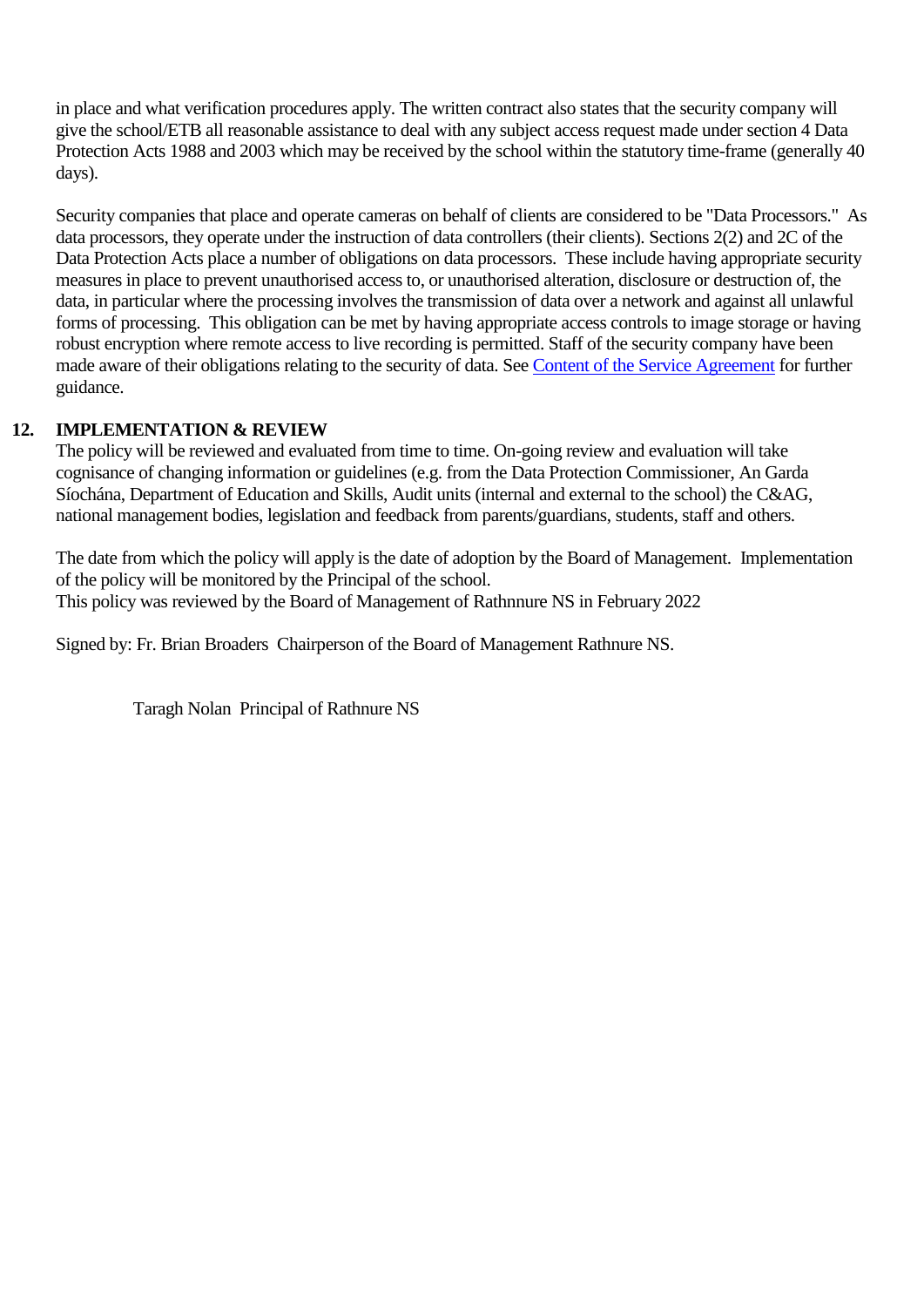in place and what verification procedures apply. The written contract also states that the security company will give the school/ETB all reasonable assistance to deal with any subject access request made under section 4 Data Protection Acts 1988 and 2003 which may be received by the school within the statutory time-frame (generally 40 days).

Security companies that place and operate cameras on behalf of clients are considered to be "Data Processors." As data processors, they operate under the instruction of data controllers (their clients). Sections 2(2) and 2C of the Data Protection Acts place a number of obligations on data processors. These include having appropriate security measures in place to prevent unauthorised access to, or unauthorised alteration, disclosure or destruction of, the data, in particular where the processing involves the transmission of data over a network and against all unlawful forms of processing. This obligation can be met by having appropriate access controls to image storage or having robust encryption where remote access to live recording is permitted. Staff of the security company have been made aware of their obligations relating to the security of data. See Content of the Service Agreement for further guidance.

## 12. IMPLEMENTATION & REVIEW

The policy will be reviewed and evaluated from time to time. On-going review and evaluation will take cognisance of changing information or guidelines (e.g. from the Data Protection Commissioner, An Garda Síochána, Department of Education and Skills, Audit units (internal and external to the school) the C&AG, national management bodies, legislation and feedback from parents/guardians, students, staff and others.

The date from which the policy will apply is the date of adoption by the Board of Management. Implementation of the policy will be monitored by the Principal of the school.
This policy was reviewed by the Board of Management of Rathnnure NS in February 2022

Signed by: Fr. Brian Broaders Chairperson of the Board of Management Rathnure NS.

Taragh Nolan Principal of Rathnure NS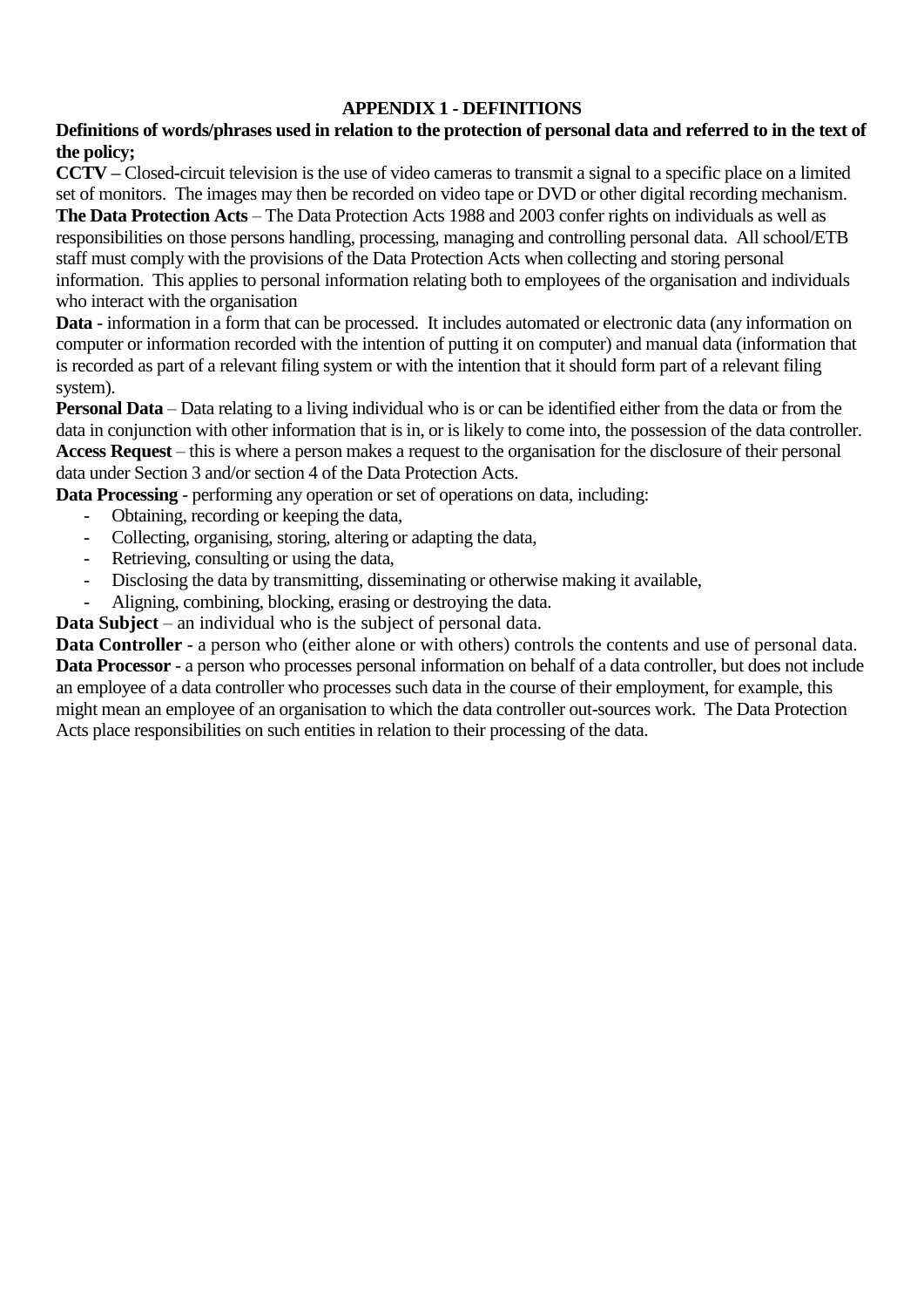## APPENDIX 1 - DEFINITIONS

**Definitions of words/phrases used in relation to the protection of personal data and referred to in the text of the policy;**

**CCTV –** Closed-circuit television is the use of video cameras to transmit a signal to a specific place on a limited set of monitors. The images may then be recorded on video tape or DVD or other digital recording mechanism.

**The Data Protection Acts** – The Data Protection Acts 1988 and 2003 confer rights on individuals as well as responsibilities on those persons handling, processing, managing and controlling personal data. All school/ETB staff must comply with the provisions of the Data Protection Acts when collecting and storing personal information. This applies to personal information relating both to employees of the organisation and individuals who interact with the organisation

**Data** - information in a form that can be processed. It includes automated or electronic data (any information on computer or information recorded with the intention of putting it on computer) and manual data (information that is recorded as part of a relevant filing system or with the intention that it should form part of a relevant filing system).

**Personal Data** – Data relating to a living individual who is or can be identified either from the data or from the data in conjunction with other information that is in, or is likely to come into, the possession of the data controller.

**Access Request** – this is where a person makes a request to the organisation for the disclosure of their personal data under Section 3 and/or section 4 of the Data Protection Acts.

**Data Processing** - performing any operation or set of operations on data, including:

- Obtaining, recording or keeping the data,
- Collecting, organising, storing, altering or adapting the data,
- Retrieving, consulting or using the data,
- Disclosing the data by transmitting, disseminating or otherwise making it available,
- Aligning, combining, blocking, erasing or destroying the data.

**Data Subject** – an individual who is the subject of personal data.

**Data Controller** - a person who (either alone or with others) controls the contents and use of personal data.

**Data Processor** - a person who processes personal information on behalf of a data controller, but does not include an employee of a data controller who processes such data in the course of their employment, for example, this might mean an employee of an organisation to which the data controller out-sources work. The Data Protection Acts place responsibilities on such entities in relation to their processing of the data.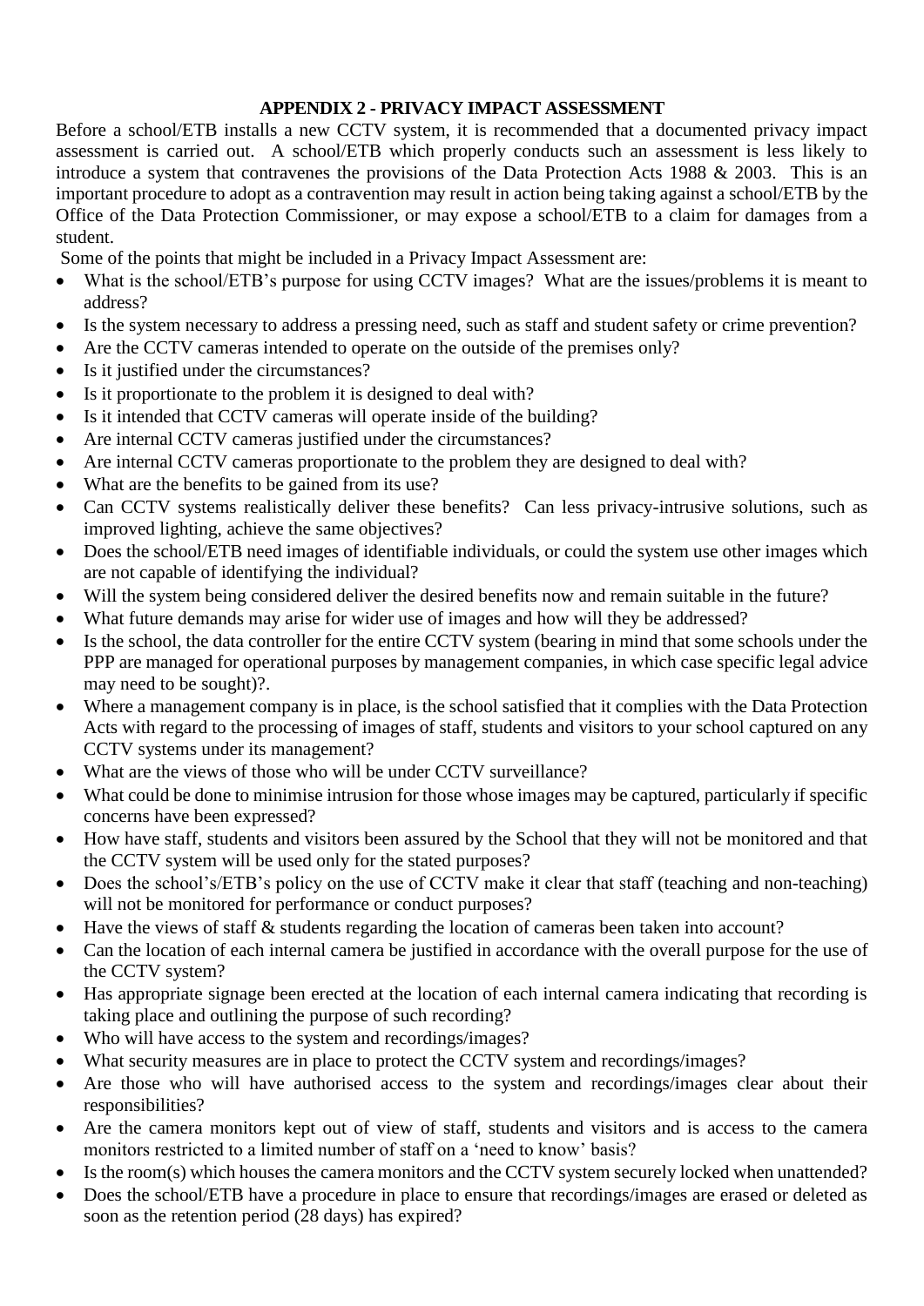## APPENDIX 2 - PRIVACY IMPACT ASSESSMENT

Before a school/ETB installs a new CCTV system, it is recommended that a documented privacy impact assessment is carried out. A school/ETB which properly conducts such an assessment is less likely to introduce a system that contravenes the provisions of the Data Protection Acts 1988 & 2003. This is an important procedure to adopt as a contravention may result in action being taking against a school/ETB by the Office of the Data Protection Commissioner, or may expose a school/ETB to a claim for damages from a student.

Some of the points that might be included in a Privacy Impact Assessment are:

- What is the school/ETB's purpose for using CCTV images? What are the issues/problems it is meant to address?
- Is the system necessary to address a pressing need, such as staff and student safety or crime prevention?
- Are the CCTV cameras intended to operate on the outside of the premises only?
- Is it justified under the circumstances?
- Is it proportionate to the problem it is designed to deal with?
- Is it intended that CCTV cameras will operate inside of the building?
- Are internal CCTV cameras justified under the circumstances?
- Are internal CCTV cameras proportionate to the problem they are designed to deal with?
- What are the benefits to be gained from its use?
- Can CCTV systems realistically deliver these benefits? Can less privacy-intrusive solutions, such as improved lighting, achieve the same objectives?
- Does the school/ETB need images of identifiable individuals, or could the system use other images which are not capable of identifying the individual?
- Will the system being considered deliver the desired benefits now and remain suitable in the future?
- What future demands may arise for wider use of images and how will they be addressed?
- Is the school, the data controller for the entire CCTV system (bearing in mind that some schools under the PPP are managed for operational purposes by management companies, in which case specific legal advice may need to be sought)?.
- Where a management company is in place, is the school satisfied that it complies with the Data Protection Acts with regard to the processing of images of staff, students and visitors to your school captured on any CCTV systems under its management?
- What are the views of those who will be under CCTV surveillance?
- What could be done to minimise intrusion for those whose images may be captured, particularly if specific concerns have been expressed?
- How have staff, students and visitors been assured by the School that they will not be monitored and that the CCTV system will be used only for the stated purposes?
- Does the school's/ETB's policy on the use of CCTV make it clear that staff (teaching and non-teaching) will not be monitored for performance or conduct purposes?
- Have the views of staff & students regarding the location of cameras been taken into account?
- Can the location of each internal camera be justified in accordance with the overall purpose for the use of the CCTV system?
- Has appropriate signage been erected at the location of each internal camera indicating that recording is taking place and outlining the purpose of such recording?
- Who will have access to the system and recordings/images?
- What security measures are in place to protect the CCTV system and recordings/images?
- Are those who will have authorised access to the system and recordings/images clear about their responsibilities?
- Are the camera monitors kept out of view of staff, students and visitors and is access to the camera monitors restricted to a limited number of staff on a 'need to know' basis?
- Is the room(s) which houses the camera monitors and the CCTV system securely locked when unattended?
- Does the school/ETB have a procedure in place to ensure that recordings/images are erased or deleted as soon as the retention period (28 days) has expired?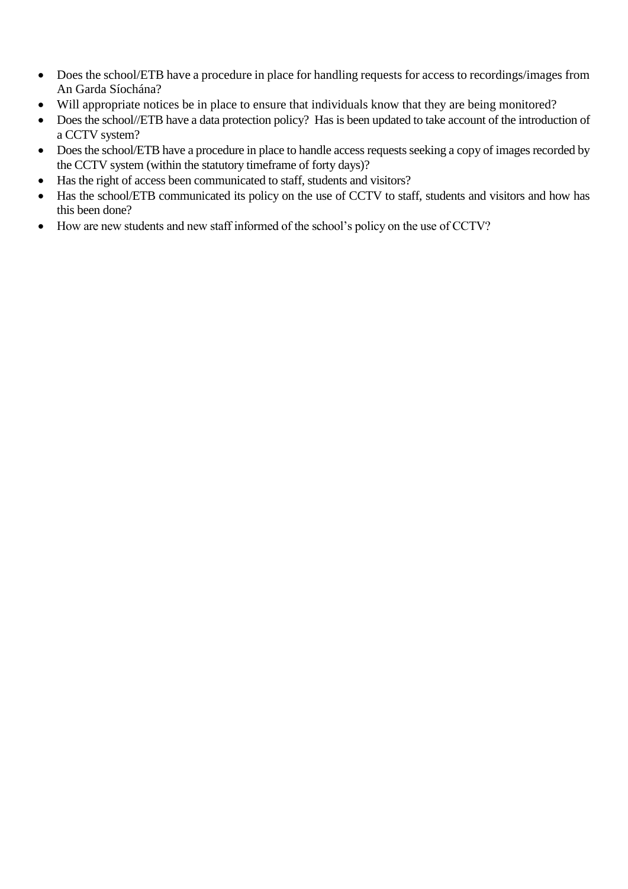- Does the school/ETB have a procedure in place for handling requests for access to recordings/images from An Garda Síochána?
- Will appropriate notices be in place to ensure that individuals know that they are being monitored?
- Does the school//ETB have a data protection policy? Has is been updated to take account of the introduction of a CCTV system?
- Does the school/ETB have a procedure in place to handle access requests seeking a copy of images recorded by the CCTV system (within the statutory timeframe of forty days)?
- Has the right of access been communicated to staff, students and visitors?
- Has the school/ETB communicated its policy on the use of CCTV to staff, students and visitors and how has this been done?
- How are new students and new staff informed of the school's policy on the use of CCTV?